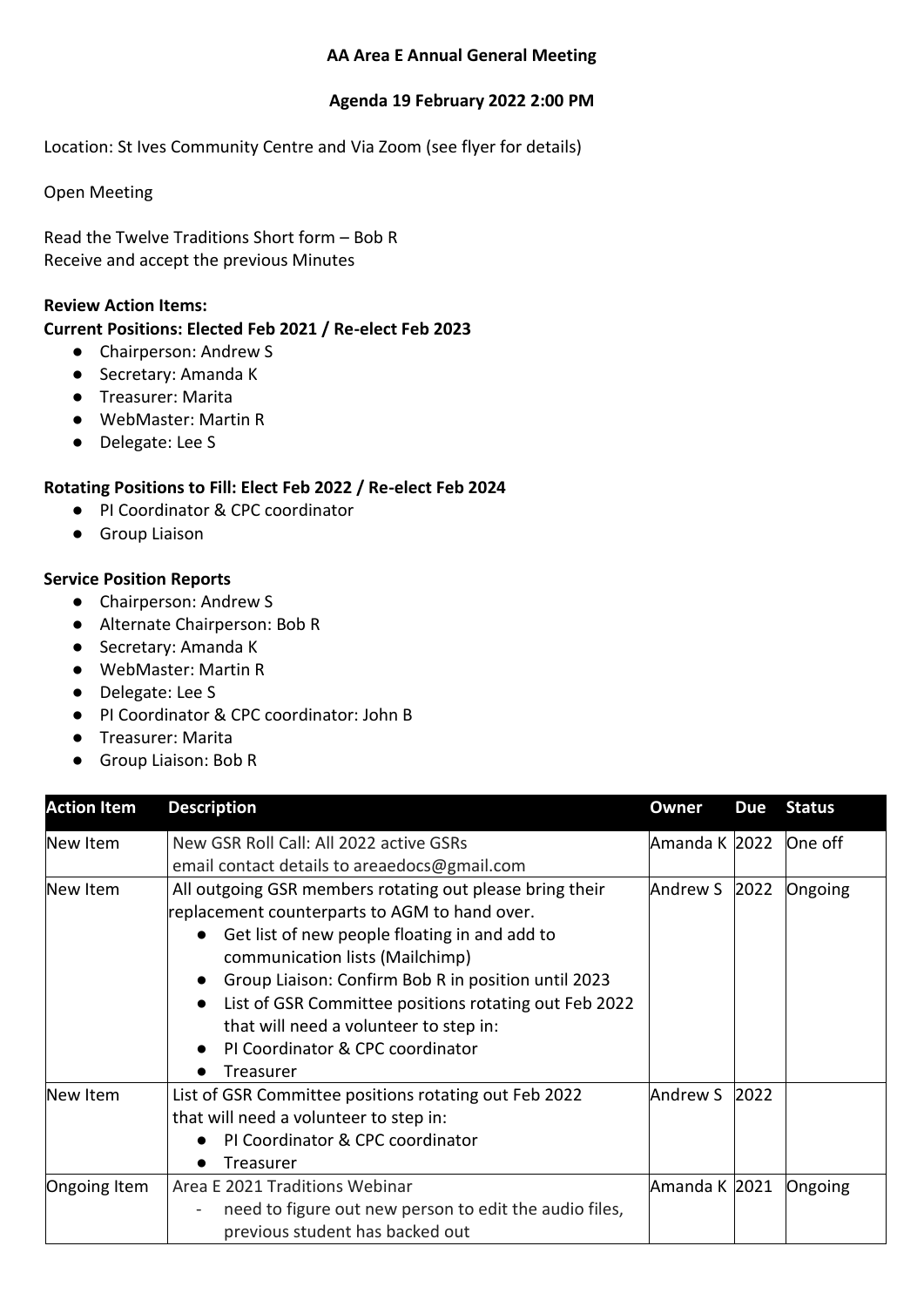**AA Area E Annual General Meeting**

**Agenda 19 February 2022 2:00 PM**

Location: St Ives Community Centre and Via Zoom (see flyer for details)

Open Meeting

Read the Twelve Traditions Short form – Bob R
Receive and accept the previous Minutes

**Review Action Items:**

**Current Positions: Elected Feb 2021 / Re-elect Feb 2023**

- Chairperson: Andrew S
- Secretary: Amanda K
- Treasurer: Marita
- WebMaster: Martin R
- Delegate: Lee S

**Rotating Positions to Fill: Elect Feb 2022 / Re-elect Feb 2024**

- PI Coordinator & CPC coordinator
- Group Liaison

**Service Position Reports**

- Chairperson: Andrew S
- Alternate Chairperson: Bob R
- Secretary: Amanda K
- WebMaster: Martin R
- Delegate: Lee S
- PI Coordinator & CPC coordinator: John B
- Treasurer: Marita
- Group Liaison: Bob R

| Action Item | Description | Owner | Due | Status |
|---|---|---|---|---|
| New Item | New GSR Roll Call: All 2022 active GSRs email contact details to areaedocs@gmail.com | Amanda K | 2022 | One off |
| New Item | All outgoing GSR members rotating out please bring their replacement counterparts to AGM to hand over.<br>• Get list of new people floating in and add to communication lists (Mailchimp)<br>• Group Liaison: Confirm Bob R in position until 2023<br>• List of GSR Committee positions rotating out Feb 2022 that will need a volunteer to step in:<br>• PI Coordinator & CPC coordinator<br>• Treasurer | Andrew S | 2022 | Ongoing |
| New Item | List of GSR Committee positions rotating out Feb 2022 that will need a volunteer to step in:<br>• PI Coordinator & CPC coordinator<br>• Treasurer | Andrew S | 2022 | |
| Ongoing Item | Area E 2021 Traditions Webinar<br>- need to figure out new person to edit the audio files, previous student has backed out | Amanda K | 2021 | Ongoing |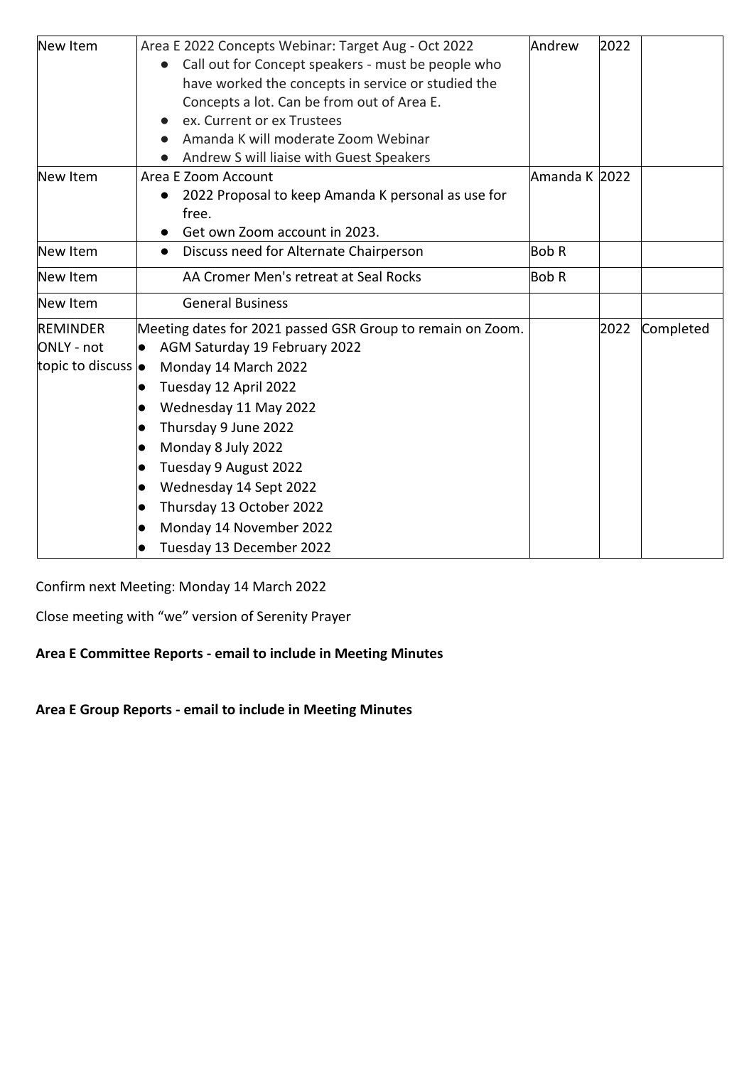| | | | | |
|---|---|---|---|---|
| New Item | Area E 2022 Concepts Webinar: Target Aug - Oct 2022<br>• Call out for Concept speakers - must be people who have worked the concepts in service or studied the Concepts a lot. Can be from out of Area E.<br>• ex. Current or ex Trustees<br>• Amanda K will moderate Zoom Webinar<br>• Andrew S will liaise with Guest Speakers | Andrew | 2022 | |
| New Item | Area E Zoom Account<br>• 2022 Proposal to keep Amanda K personal as use for free.<br>• Get own Zoom account in 2023. | Amanda K | 2022 | |
| New Item | • Discuss need for Alternate Chairperson | Bob R | | |
| New Item | AA Cromer Men's retreat at Seal Rocks | Bob R | | |
| New Item | General Business | | | |
| REMINDER ONLY - not topic to discuss | Meeting dates for 2021 passed GSR Group to remain on Zoom.<br>• AGM Saturday 19 February 2022<br>• Monday 14 March 2022<br>• Tuesday 12 April 2022<br>• Wednesday 11 May 2022<br>• Thursday 9 June 2022<br>• Monday 8 July 2022<br>• Tuesday 9 August 2022<br>• Wednesday 14 Sept 2022<br>• Thursday 13 October 2022<br>• Monday 14 November 2022<br>• Tuesday 13 December 2022 | | 2022 | Completed |

Confirm next Meeting: Monday 14 March 2022

Close meeting with "we" version of Serenity Prayer

**Area E Committee Reports - email to include in Meeting Minutes**

**Area E Group Reports - email to include in Meeting Minutes**